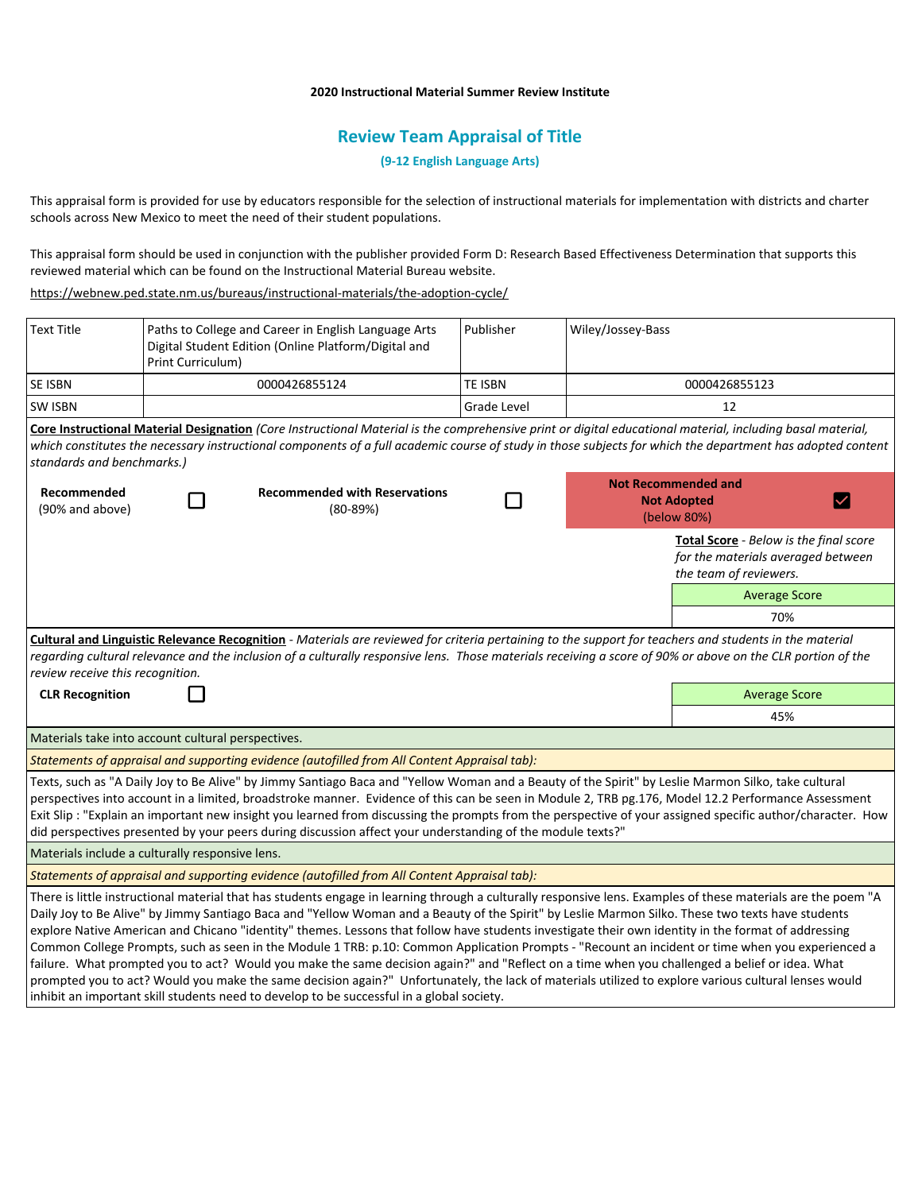**2020 Instructional Material Summer Review Institute**

## Review Team Appraisal of Title

### (9-12 English Language Arts)

This appraisal form is provided for use by educators responsible for the selection of instructional materials for implementation with districts and charter schools across New Mexico to meet the need of their student populations.

This appraisal form should be used in conjunction with the publisher provided Form D: Research Based Effectiveness Determination that supports this reviewed material which can be found on the Instructional Material Bureau website.

https://webnew.ped.state.nm.us/bureaus/instructional-materials/the-adoption-cycle/

| Text Title | Paths to College and Career in English Language Arts Digital Student Edition (Online Platform/Digital and Print Curriculum) | Publisher | Wiley/Jossey-Bass |
|---|---|---|---|
| SE ISBN | 0000426855124 | TE ISBN | 0000426855123 |
| SW ISBN | | Grade Level | 12 |

**Core Instructional Material Designation** *(Core Instructional Material is the comprehensive print or digital educational material, including basal material, which constitutes the necessary instructional components of a full academic course of study in those subjects for which the department has adopted content standards and benchmarks.)*

| **Recommended** (90% and above) | ☐ | **Recommended with Reservations** (80-89%) | ☐ | **Not Recommended and Not Adopted** (below 80%) | ☑ |
|---|---|---|---|---|---|

**Total Score** - *Below is the final score for the materials averaged between the team of reviewers.*

| Average Score |
|---|
| 70% |

**Cultural and Linguistic Relevance Recognition** - *Materials are reviewed for criteria pertaining to the support for teachers and students in the material regarding cultural relevance and the inclusion of a culturally responsive lens. Those materials receiving a score of 90% or above on the CLR portion of the review receive this recognition.*

**CLR Recognition** ☐

| Average Score |
|---|
| 45% |

Materials take into account cultural perspectives.

*Statements of appraisal and supporting evidence (autofilled from All Content Appraisal tab):*

Texts, such as "A Daily Joy to Be Alive" by Jimmy Santiago Baca and "Yellow Woman and a Beauty of the Spirit" by Leslie Marmon Silko, take cultural perspectives into account in a limited, broadstroke manner. Evidence of this can be seen in Module 2, TRB pg.176, Model 12.2 Performance Assessment Exit Slip : "Explain an important new insight you learned from discussing the prompts from the perspective of your assigned specific author/character. How did perspectives presented by your peers during discussion affect your understanding of the module texts?"

Materials include a culturally responsive lens.

*Statements of appraisal and supporting evidence (autofilled from All Content Appraisal tab):*

There is little instructional material that has students engage in learning through a culturally responsive lens. Examples of these materials are the poem "A Daily Joy to Be Alive" by Jimmy Santiago Baca and "Yellow Woman and a Beauty of the Spirit" by Leslie Marmon Silko. These two texts have students explore Native American and Chicano "identity" themes. Lessons that follow have students investigate their own identity in the format of addressing Common College Prompts, such as seen in the Module 1 TRB: p.10: Common Application Prompts - "Recount an incident or time when you experienced a failure. What prompted you to act? Would you make the same decision again?" and "Reflect on a time when you challenged a belief or idea. What prompted you to act? Would you make the same decision again?" Unfortunately, the lack of materials utilized to explore various cultural lenses would inhibit an important skill students need to develop to be successful in a global society.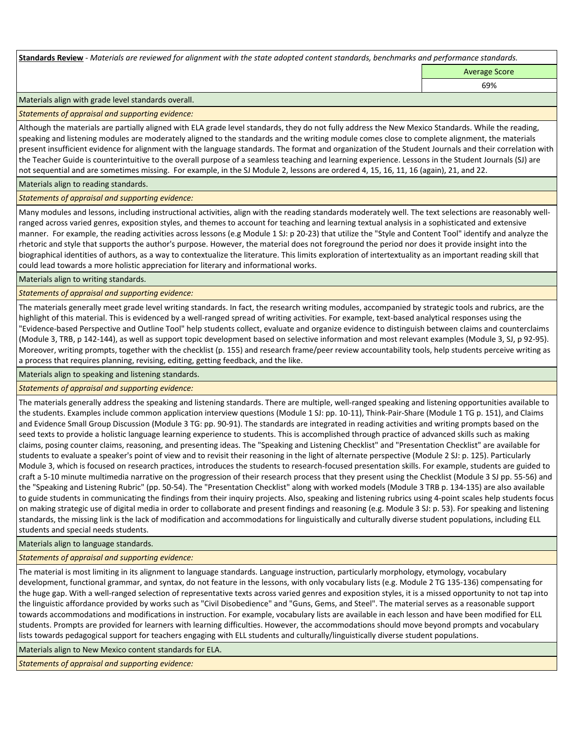**Standards Review** - *Materials are reviewed for alignment with the state adopted content standards, benchmarks and performance standards.*

| | Average Score |
|---|---|
| | 69% |

Materials align with grade level standards overall.

*Statements of appraisal and supporting evidence:*

Although the materials are partially aligned with ELA grade level standards, they do not fully address the New Mexico Standards. While the reading, speaking and listening modules are moderately aligned to the standards and the writing module comes close to complete alignment, the materials present insufficient evidence for alignment with the language standards. The format and organization of the Student Journals and their correlation with the Teacher Guide is counterintuitive to the overall purpose of a seamless teaching and learning experience. Lessons in the Student Journals (SJ) are not sequential and are sometimes missing. For example, in the SJ Module 2, lessons are ordered 4, 15, 16, 11, 16 (again), 21, and 22.

Materials align to reading standards.

*Statements of appraisal and supporting evidence:*

Many modules and lessons, including instructional activities, align with the reading standards moderately well. The text selections are reasonably well-ranged across varied genres, exposition styles, and themes to account for teaching and learning textual analysis in a sophisticated and extensive manner. For example, the reading activities across lessons (e.g Module 1 SJ: p 20-23) that utilize the "Style and Content Tool" identify and analyze the rhetoric and style that supports the author's purpose. However, the material does not foreground the period nor does it provide insight into the biographical identities of authors, as a way to contextualize the literature. This limits exploration of intertextuality as an important reading skill that could lead towards a more holistic appreciation for literary and informational works.

Materials align to writing standards.

*Statements of appraisal and supporting evidence:*

The materials generally meet grade level writing standards. In fact, the research writing modules, accompanied by strategic tools and rubrics, are the highlight of this material. This is evidenced by a well-ranged spread of writing activities. For example, text-based analytical responses using the "Evidence-based Perspective and Outline Tool" help students collect, evaluate and organize evidence to distinguish between claims and counterclaims (Module 3, TRB, p 142-144), as well as support topic development based on selective information and most relevant examples (Module 3, SJ, p 92-95). Moreover, writing prompts, together with the checklist (p. 155) and research frame/peer review accountability tools, help students perceive writing as a process that requires planning, revising, editing, getting feedback, and the like.

Materials align to speaking and listening standards.

*Statements of appraisal and supporting evidence:*

The materials generally address the speaking and listening standards. There are multiple, well-ranged speaking and listening opportunities available to the students. Examples include common application interview questions (Module 1 SJ: pp. 10-11), Think-Pair-Share (Module 1 TG p. 151), and Claims and Evidence Small Group Discussion (Module 3 TG: pp. 90-91). The standards are integrated in reading activities and writing prompts based on the seed texts to provide a holistic language learning experience to students. This is accomplished through practice of advanced skills such as making claims, posing counter claims, reasoning, and presenting ideas. The "Speaking and Listening Checklist" and "Presentation Checklist" are available for students to evaluate a speaker's point of view and to revisit their reasoning in the light of alternate perspective (Module 2 SJ: p. 125). Particularly Module 3, which is focused on research practices, introduces the students to research-focused presentation skills. For example, students are guided to craft a 5-10 minute multimedia narrative on the progression of their research process that they present using the Checklist (Module 3 SJ pp. 55-56) and the "Speaking and Listening Rubric" (pp. 50-54). The "Presentation Checklist" along with worked models (Module 3 TRB p. 134-135) are also available to guide students in communicating the findings from their inquiry projects. Also, speaking and listening rubrics using 4-point scales help students focus on making strategic use of digital media in order to collaborate and present findings and reasoning (e.g. Module 3 SJ: p. 53). For speaking and listening standards, the missing link is the lack of modification and accommodations for linguistically and culturally diverse student populations, including ELL students and special needs students.

Materials align to language standards.

*Statements of appraisal and supporting evidence:*

The material is most limiting in its alignment to language standards. Language instruction, particularly morphology, etymology, vocabulary development, functional grammar, and syntax, do not feature in the lessons, with only vocabulary lists (e.g. Module 2 TG 135-136) compensating for the huge gap. With a well-ranged selection of representative texts across varied genres and exposition styles, it is a missed opportunity to not tap into the linguistic affordance provided by works such as "Civil Disobedience" and "Guns, Gems, and Steel". The material serves as a reasonable support towards accommodations and modifications in instruction. For example, vocabulary lists are available in each lesson and have been modified for ELL students. Prompts are provided for learners with learning difficulties. However, the accommodations should move beyond prompts and vocabulary lists towards pedagogical support for teachers engaging with ELL students and culturally/linguistically diverse student populations.

Materials align to New Mexico content standards for ELA.

*Statements of appraisal and supporting evidence:*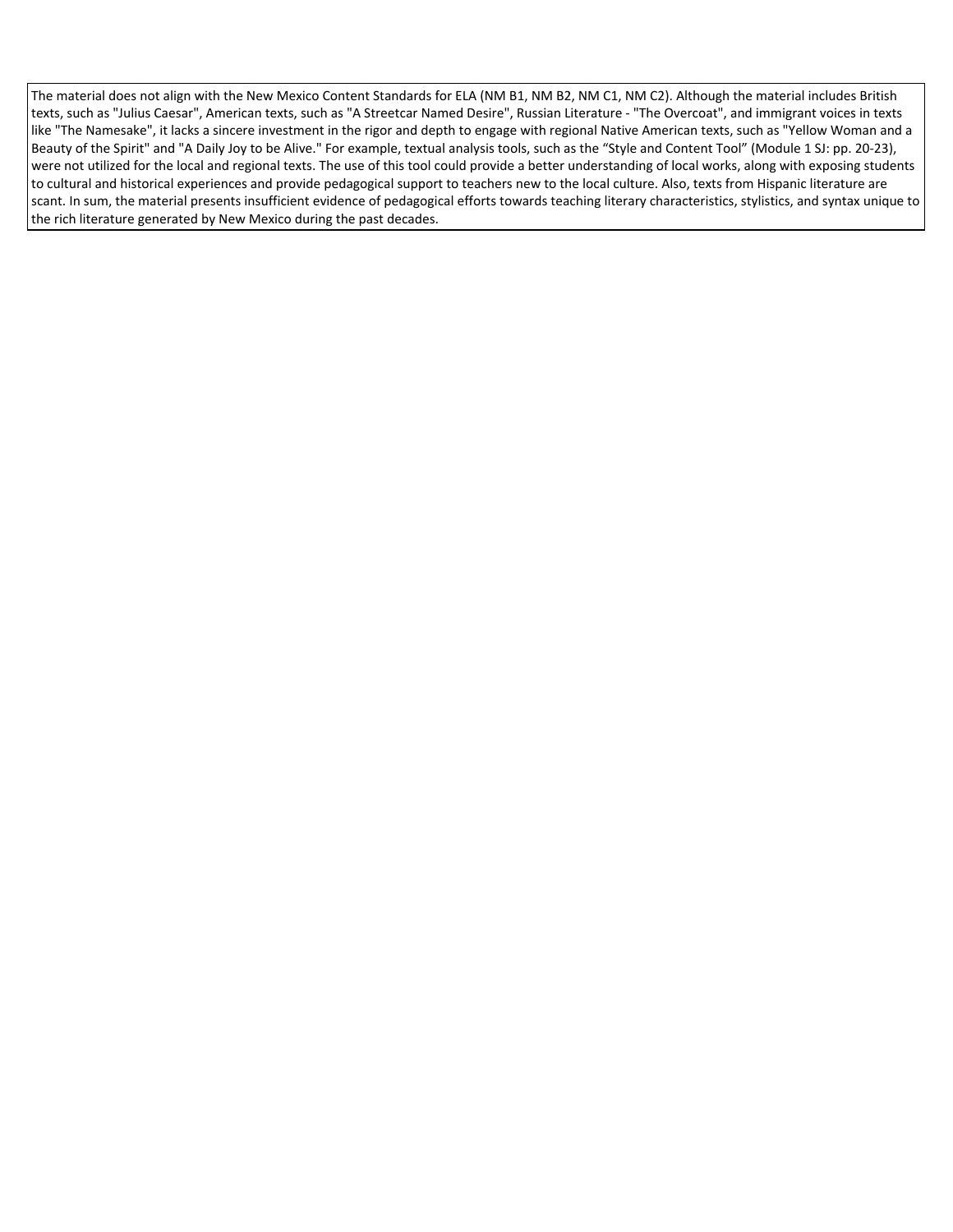The material does not align with the New Mexico Content Standards for ELA (NM B1, NM B2, NM C1, NM C2). Although the material includes British texts, such as "Julius Caesar", American texts, such as "A Streetcar Named Desire", Russian Literature - "The Overcoat", and immigrant voices in texts like "The Namesake", it lacks a sincere investment in the rigor and depth to engage with regional Native American texts, such as "Yellow Woman and a Beauty of the Spirit" and "A Daily Joy to be Alive." For example, textual analysis tools, such as the "Style and Content Tool" (Module 1 SJ: pp. 20-23), were not utilized for the local and regional texts. The use of this tool could provide a better understanding of local works, along with exposing students to cultural and historical experiences and provide pedagogical support to teachers new to the local culture. Also, texts from Hispanic literature are scant. In sum, the material presents insufficient evidence of pedagogical efforts towards teaching literary characteristics, stylistics, and syntax unique to the rich literature generated by New Mexico during the past decades.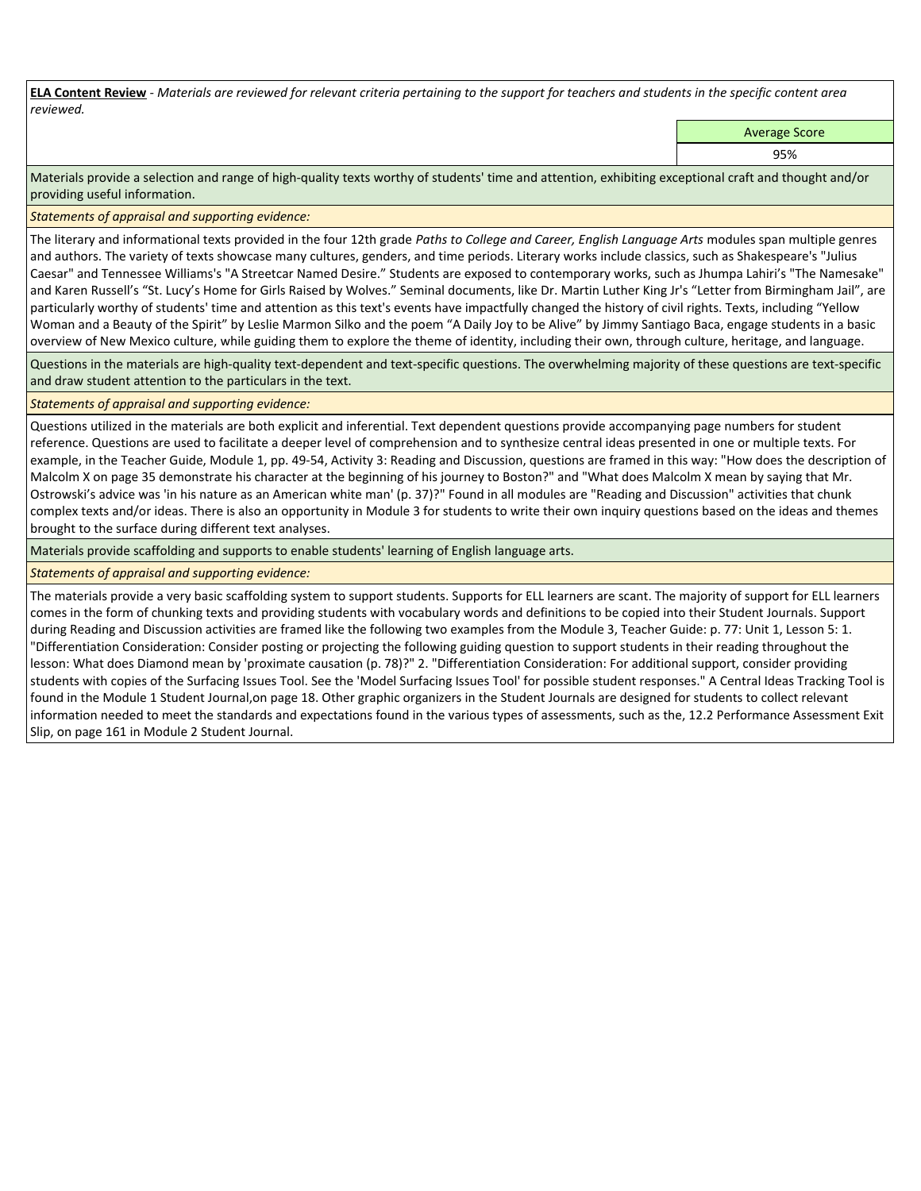**ELA Content Review** - *Materials are reviewed for relevant criteria pertaining to the support for teachers and students in the specific content area reviewed.*

| Average Score |
|---|
| 95% |

Materials provide a selection and range of high-quality texts worthy of students' time and attention, exhibiting exceptional craft and thought and/or providing useful information.

*Statements of appraisal and supporting evidence:*

The literary and informational texts provided in the four 12th grade *Paths to College and Career, English Language Arts* modules span multiple genres and authors. The variety of texts showcase many cultures, genders, and time periods. Literary works include classics, such as Shakespeare's "Julius Caesar" and Tennessee Williams's "A Streetcar Named Desire." Students are exposed to contemporary works, such as Jhumpa Lahiri's "The Namesake" and Karen Russell's "St. Lucy's Home for Girls Raised by Wolves." Seminal documents, like Dr. Martin Luther King Jr's "Letter from Birmingham Jail", are particularly worthy of students' time and attention as this text's events have impactfully changed the history of civil rights. Texts, including "Yellow Woman and a Beauty of the Spirit" by Leslie Marmon Silko and the poem "A Daily Joy to be Alive" by Jimmy Santiago Baca, engage students in a basic overview of New Mexico culture, while guiding them to explore the theme of identity, including their own, through culture, heritage, and language.

Questions in the materials are high-quality text-dependent and text-specific questions. The overwhelming majority of these questions are text-specific and draw student attention to the particulars in the text.

*Statements of appraisal and supporting evidence:*

Questions utilized in the materials are both explicit and inferential. Text dependent questions provide accompanying page numbers for student reference. Questions are used to facilitate a deeper level of comprehension and to synthesize central ideas presented in one or multiple texts. For example, in the Teacher Guide, Module 1, pp. 49-54, Activity 3: Reading and Discussion, questions are framed in this way: "How does the description of Malcolm X on page 35 demonstrate his character at the beginning of his journey to Boston?" and "What does Malcolm X mean by saying that Mr. Ostrowski's advice was 'in his nature as an American white man' (p. 37)?" Found in all modules are "Reading and Discussion" activities that chunk complex texts and/or ideas. There is also an opportunity in Module 3 for students to write their own inquiry questions based on the ideas and themes brought to the surface during different text analyses.

Materials provide scaffolding and supports to enable students' learning of English language arts.

*Statements of appraisal and supporting evidence:*

The materials provide a very basic scaffolding system to support students. Supports for ELL learners are scant. The majority of support for ELL learners comes in the form of chunking texts and providing students with vocabulary words and definitions to be copied into their Student Journals. Support during Reading and Discussion activities are framed like the following two examples from the Module 3, Teacher Guide: p. 77: Unit 1, Lesson 5: 1. "Differentiation Consideration: Consider posting or projecting the following guiding question to support students in their reading throughout the lesson: What does Diamond mean by 'proximate causation (p. 78)?" 2. "Differentiation Consideration: For additional support, consider providing students with copies of the Surfacing Issues Tool. See the 'Model Surfacing Issues Tool' for possible student responses." A Central Ideas Tracking Tool is found in the Module 1 Student Journal,on page 18. Other graphic organizers in the Student Journals are designed for students to collect relevant information needed to meet the standards and expectations found in the various types of assessments, such as the, 12.2 Performance Assessment Exit Slip, on page 161 in Module 2 Student Journal.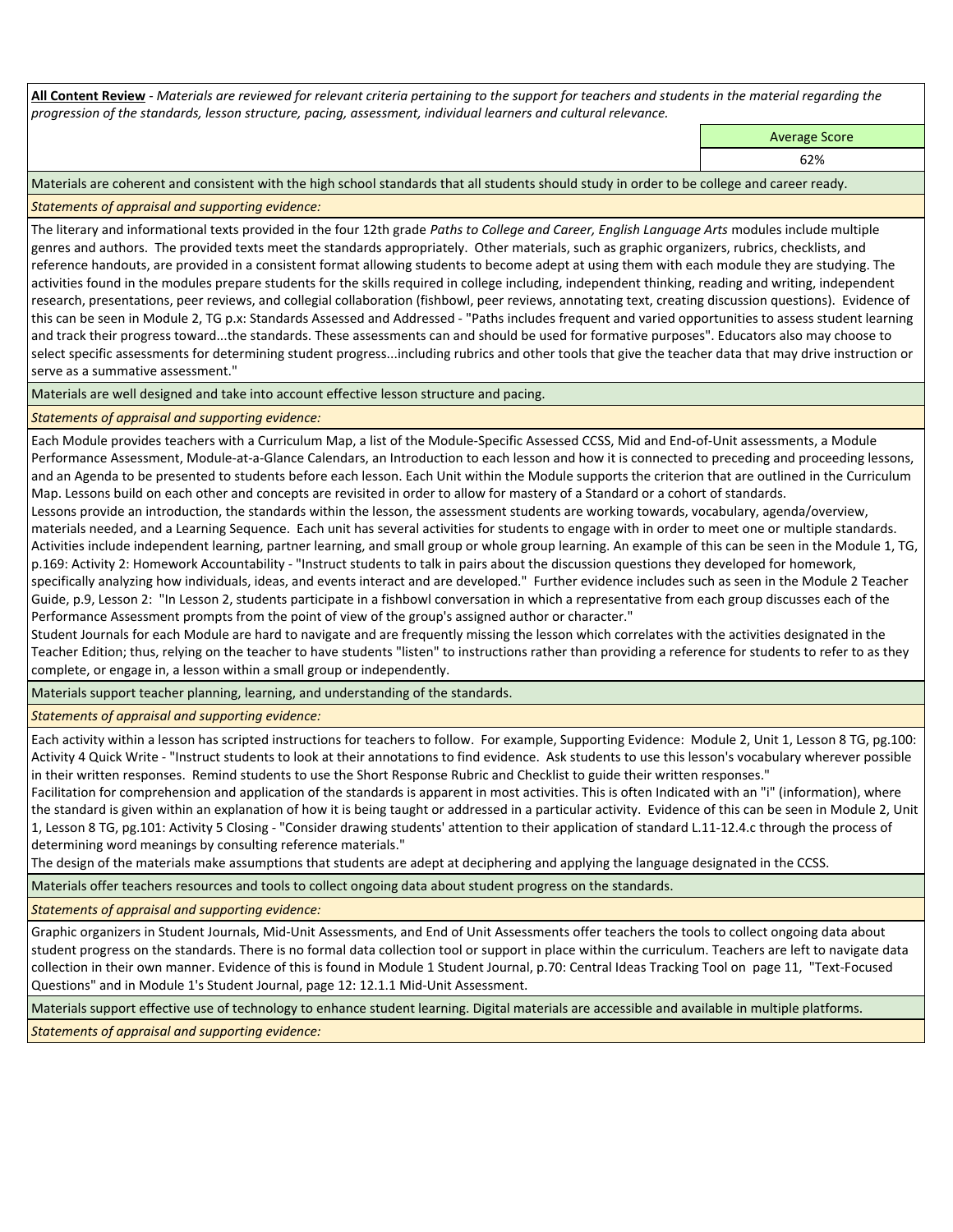**All Content Review** - *Materials are reviewed for relevant criteria pertaining to the support for teachers and students in the material regarding the progression of the standards, lesson structure, pacing, assessment, individual learners and cultural relevance.*

| Average Score |
| --- |
| 62% |

Materials are coherent and consistent with the high school standards that all students should study in order to be college and career ready.

*Statements of appraisal and supporting evidence:*

The literary and informational texts provided in the four 12th grade *Paths to College and Career, English Language Arts* modules include multiple genres and authors. The provided texts meet the standards appropriately. Other materials, such as graphic organizers, rubrics, checklists, and reference handouts, are provided in a consistent format allowing students to become adept at using them with each module they are studying. The activities found in the modules prepare students for the skills required in college including, independent thinking, reading and writing, independent research, presentations, peer reviews, and collegial collaboration (fishbowl, peer reviews, annotating text, creating discussion questions). Evidence of this can be seen in Module 2, TG p.x: Standards Assessed and Addressed - "Paths includes frequent and varied opportunities to assess student learning and track their progress toward...the standards. These assessments can and should be used for formative purposes". Educators also may choose to select specific assessments for determining student progress...including rubrics and other tools that give the teacher data that may drive instruction or serve as a summative assessment."

Materials are well designed and take into account effective lesson structure and pacing.

*Statements of appraisal and supporting evidence:*

Each Module provides teachers with a Curriculum Map, a list of the Module-Specific Assessed CCSS, Mid and End-of-Unit assessments, a Module Performance Assessment, Module-at-a-Glance Calendars, an Introduction to each lesson and how it is connected to preceding and proceeding lessons, and an Agenda to be presented to students before each lesson. Each Unit within the Module supports the criterion that are outlined in the Curriculum Map. Lessons build on each other and concepts are revisited in order to allow for mastery of a Standard or a cohort of standards.
Lessons provide an introduction, the standards within the lesson, the assessment students are working towards, vocabulary, agenda/overview, materials needed, and a Learning Sequence. Each unit has several activities for students to engage with in order to meet one or multiple standards. Activities include independent learning, partner learning, and small group or whole group learning. An example of this can be seen in the Module 1, TG, p.169: Activity 2: Homework Accountability - "Instruct students to talk in pairs about the discussion questions they developed for homework, specifically analyzing how individuals, ideas, and events interact and are developed." Further evidence includes such as seen in the Module 2 Teacher Guide, p.9, Lesson 2: "In Lesson 2, students participate in a fishbowl conversation in which a representative from each group discusses each of the Performance Assessment prompts from the point of view of the group's assigned author or character."
Student Journals for each Module are hard to navigate and are frequently missing the lesson which correlates with the activities designated in the Teacher Edition; thus, relying on the teacher to have students "listen" to instructions rather than providing a reference for students to refer to as they complete, or engage in, a lesson within a small group or independently.

Materials support teacher planning, learning, and understanding of the standards.

*Statements of appraisal and supporting evidence:*

Each activity within a lesson has scripted instructions for teachers to follow. For example, Supporting Evidence: Module 2, Unit 1, Lesson 8 TG, pg.100: Activity 4 Quick Write - "Instruct students to look at their annotations to find evidence. Ask students to use this lesson's vocabulary wherever possible in their written responses. Remind students to use the Short Response Rubric and Checklist to guide their written responses."
Facilitation for comprehension and application of the standards is apparent in most activities. This is often Indicated with an "i" (information), where the standard is given within an explanation of how it is being taught or addressed in a particular activity. Evidence of this can be seen in Module 2, Unit 1, Lesson 8 TG, pg.101: Activity 5 Closing - "Consider drawing students' attention to their application of standard L.11-12.4.c through the process of determining word meanings by consulting reference materials."
The design of the materials make assumptions that students are adept at deciphering and applying the language designated in the CCSS.

Materials offer teachers resources and tools to collect ongoing data about student progress on the standards.

*Statements of appraisal and supporting evidence:*

Graphic organizers in Student Journals, Mid-Unit Assessments, and End of Unit Assessments offer teachers the tools to collect ongoing data about student progress on the standards. There is no formal data collection tool or support in place within the curriculum. Teachers are left to navigate data collection in their own manner. Evidence of this is found in Module 1 Student Journal, p.70: Central Ideas Tracking Tool on page 11, "Text-Focused Questions" and in Module 1's Student Journal, page 12: 12.1.1 Mid-Unit Assessment.

Materials support effective use of technology to enhance student learning. Digital materials are accessible and available in multiple platforms.

*Statements of appraisal and supporting evidence:*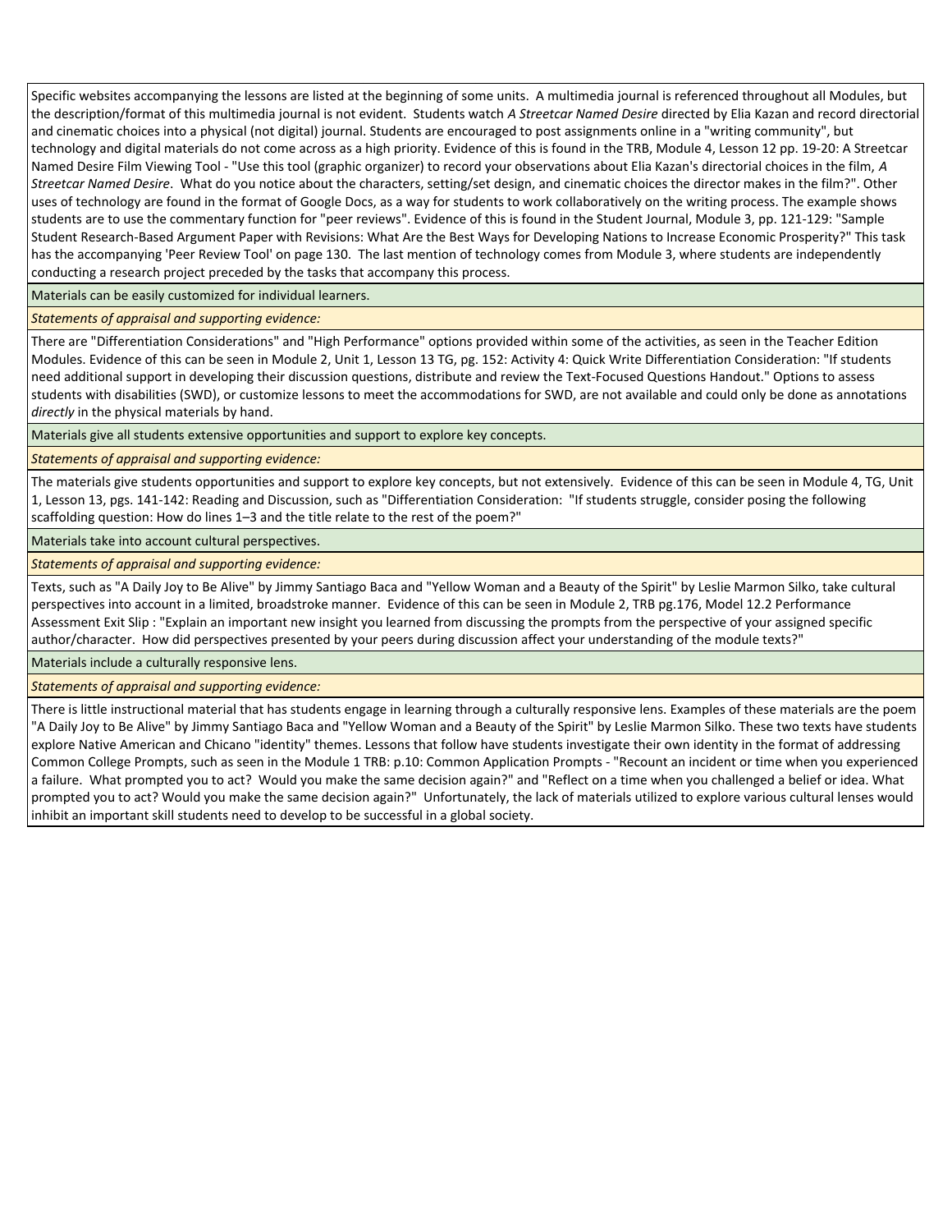Specific websites accompanying the lessons are listed at the beginning of some units. A multimedia journal is referenced throughout all Modules, but the description/format of this multimedia journal is not evident. Students watch *A Streetcar Named Desire* directed by Elia Kazan and record directorial and cinematic choices into a physical (not digital) journal. Students are encouraged to post assignments online in a "writing community", but technology and digital materials do not come across as a high priority. Evidence of this is found in the TRB, Module 4, Lesson 12 pp. 19-20: A Streetcar Named Desire Film Viewing Tool - "Use this tool (graphic organizer) to record your observations about Elia Kazan's directorial choices in the film, *A Streetcar Named Desire*. What do you notice about the characters, setting/set design, and cinematic choices the director makes in the film?". Other uses of technology are found in the format of Google Docs, as a way for students to work collaboratively on the writing process. The example shows students are to use the commentary function for "peer reviews". Evidence of this is found in the Student Journal, Module 3, pp. 121-129: "Sample Student Research-Based Argument Paper with Revisions: What Are the Best Ways for Developing Nations to Increase Economic Prosperity?" This task has the accompanying 'Peer Review Tool' on page 130. The last mention of technology comes from Module 3, where students are independently conducting a research project preceded by the tasks that accompany this process.

Materials can be easily customized for individual learners.

*Statements of appraisal and supporting evidence:*

There are "Differentiation Considerations" and "High Performance" options provided within some of the activities, as seen in the Teacher Edition Modules. Evidence of this can be seen in Module 2, Unit 1, Lesson 13 TG, pg. 152: Activity 4: Quick Write Differentiation Consideration: "If students need additional support in developing their discussion questions, distribute and review the Text-Focused Questions Handout." Options to assess students with disabilities (SWD), or customize lessons to meet the accommodations for SWD, are not available and could only be done as annotations *directly* in the physical materials by hand.

Materials give all students extensive opportunities and support to explore key concepts.

*Statements of appraisal and supporting evidence:*

The materials give students opportunities and support to explore key concepts, but not extensively. Evidence of this can be seen in Module 4, TG, Unit 1, Lesson 13, pgs. 141-142: Reading and Discussion, such as "Differentiation Consideration: "If students struggle, consider posing the following scaffolding question: How do lines 1–3 and the title relate to the rest of the poem?"

Materials take into account cultural perspectives.

*Statements of appraisal and supporting evidence:*

Texts, such as "A Daily Joy to Be Alive" by Jimmy Santiago Baca and "Yellow Woman and a Beauty of the Spirit" by Leslie Marmon Silko, take cultural perspectives into account in a limited, broadstroke manner. Evidence of this can be seen in Module 2, TRB pg.176, Model 12.2 Performance Assessment Exit Slip : "Explain an important new insight you learned from discussing the prompts from the perspective of your assigned specific author/character. How did perspectives presented by your peers during discussion affect your understanding of the module texts?"

Materials include a culturally responsive lens.

*Statements of appraisal and supporting evidence:*

There is little instructional material that has students engage in learning through a culturally responsive lens. Examples of these materials are the poem "A Daily Joy to Be Alive" by Jimmy Santiago Baca and "Yellow Woman and a Beauty of the Spirit" by Leslie Marmon Silko. These two texts have students explore Native American and Chicano "identity" themes. Lessons that follow have students investigate their own identity in the format of addressing Common College Prompts, such as seen in the Module 1 TRB: p.10: Common Application Prompts - "Recount an incident or time when you experienced a failure. What prompted you to act? Would you make the same decision again?" and "Reflect on a time when you challenged a belief or idea. What prompted you to act? Would you make the same decision again?" Unfortunately, the lack of materials utilized to explore various cultural lenses would inhibit an important skill students need to develop to be successful in a global society.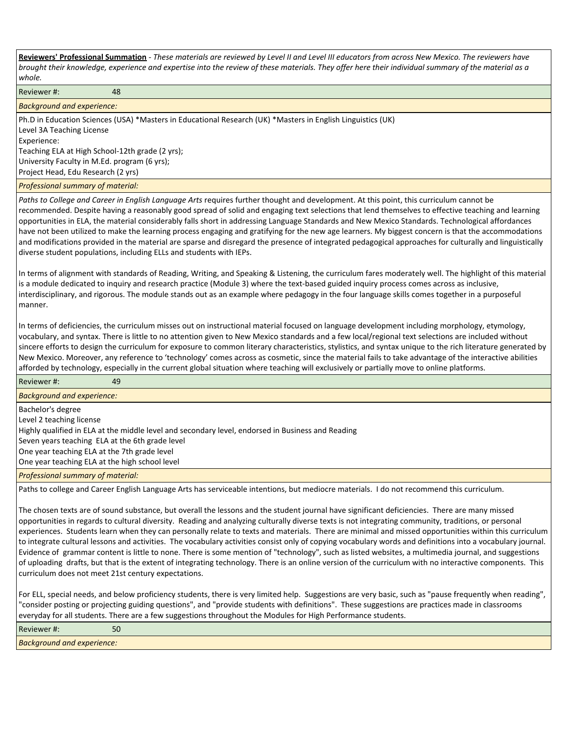**Reviewers' Professional Summation** - *These materials are reviewed by Level II and Level III educators from across New Mexico. The reviewers have brought their knowledge, experience and expertise into the review of these materials. They offer here their individual summary of the material as a whole.*

Reviewer #: 48

*Background and experience:*

Ph.D in Education Sciences (USA) *Masters in Educational Research (UK) *Masters in English Linguistics (UK)
Level 3A Teaching License
Experience:
Teaching ELA at High School-12th grade (2 yrs);
University Faculty in M.Ed. program (6 yrs);
Project Head, Edu Research (2 yrs)

*Professional summary of material:*

*Paths to College and Career in English Language Arts* requires further thought and development. At this point, this curriculum cannot be recommended. Despite having a reasonably good spread of solid and engaging text selections that lend themselves to effective teaching and learning opportunities in ELA, the material considerably falls short in addressing Language Standards and New Mexico Standards. Technological affordances have not been utilized to make the learning process engaging and gratifying for the new age learners. My biggest concern is that the accommodations and modifications provided in the material are sparse and disregard the presence of integrated pedagogical approaches for culturally and linguistically diverse student populations, including ELLs and students with IEPs.

In terms of alignment with standards of Reading, Writing, and Speaking & Listening, the curriculum fares moderately well. The highlight of this material is a module dedicated to inquiry and research practice (Module 3) where the text-based guided inquiry process comes across as inclusive, interdisciplinary, and rigorous. The module stands out as an example where pedagogy in the four language skills comes together in a purposeful manner.

In terms of deficiencies, the curriculum misses out on instructional material focused on language development including morphology, etymology, vocabulary, and syntax. There is little to no attention given to New Mexico standards and a few local/regional text selections are included without sincere efforts to design the curriculum for exposure to common literary characteristics, stylistics, and syntax unique to the rich literature generated by New Mexico. Moreover, any reference to 'technology' comes across as cosmetic, since the material fails to take advantage of the interactive abilities afforded by technology, especially in the current global situation where teaching will exclusively or partially move to online platforms.

Reviewer #: 49

*Background and experience:*

Bachelor's degree
Level 2 teaching license
Highly qualified in ELA at the middle level and secondary level, endorsed in Business and Reading
Seven years teaching ELA at the 6th grade level
One year teaching ELA at the 7th grade level
One year teaching ELA at the high school level

*Professional summary of material:*

Paths to college and Career English Language Arts has serviceable intentions, but mediocre materials. I do not recommend this curriculum.

The chosen texts are of sound substance, but overall the lessons and the student journal have significant deficiencies. There are many missed opportunities in regards to cultural diversity. Reading and analyzing culturally diverse texts is not integrating community, traditions, or personal experiences. Students learn when they can personally relate to texts and materials. There are minimal and missed opportunities within this curriculum to integrate cultural lessons and activities. The vocabulary activities consist only of copying vocabulary words and definitions into a vocabulary journal. Evidence of grammar content is little to none. There is some mention of "technology", such as listed websites, a multimedia journal, and suggestions of uploading drafts, but that is the extent of integrating technology. There is an online version of the curriculum with no interactive components. This curriculum does not meet 21st century expectations.

For ELL, special needs, and below proficiency students, there is very limited help. Suggestions are very basic, such as "pause frequently when reading", "consider posting or projecting guiding questions", and "provide students with definitions". These suggestions are practices made in classrooms everyday for all students. There are a few suggestions throughout the Modules for High Performance students.

Reviewer #: 50

*Background and experience:*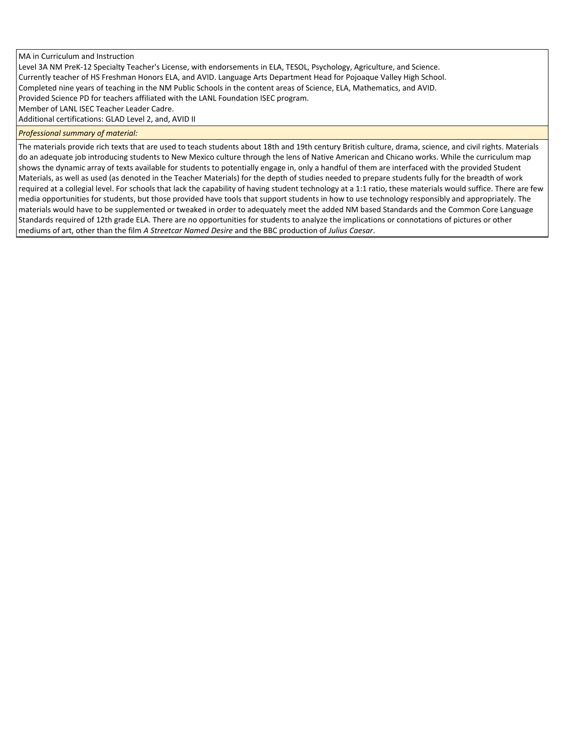MA in Curriculum and Instruction
Level 3A NM PreK-12 Specialty Teacher's License, with endorsements in ELA, TESOL, Psychology, Agriculture, and Science.
Currently teacher of HS Freshman Honors ELA, and AVID. Language Arts Department Head for Pojoaque Valley High School.
Completed nine years of teaching in the NM Public Schools in the content areas of Science, ELA, Mathematics, and AVID.
Provided Science PD for teachers affiliated with the LANL Foundation ISEC program.
Member of LANL ISEC Teacher Leader Cadre.
Additional certifications: GLAD Level 2, and, AVID II

*Professional summary of material:*

The materials provide rich texts that are used to teach students about 18th and 19th century British culture, drama, science, and civil rights. Materials do an adequate job introducing students to New Mexico culture through the lens of Native American and Chicano works. While the curriculum map shows the dynamic array of texts available for students to potentially engage in, only a handful of them are interfaced with the provided Student Materials, as well as used (as denoted in the Teacher Materials) for the depth of studies needed to prepare students fully for the breadth of work required at a collegial level. For schools that lack the capability of having student technology at a 1:1 ratio, these materials would suffice. There are few media opportunities for students, but those provided have tools that support students in how to use technology responsibly and appropriately. The materials would have to be supplemented or tweaked in order to adequately meet the added NM based Standards and the Common Core Language Standards required of 12th grade ELA. There are no opportunities for students to analyze the implications or connotations of pictures or other mediums of art, other than the film *A Streetcar Named Desire* and the BBC production of *Julius Caesar*.